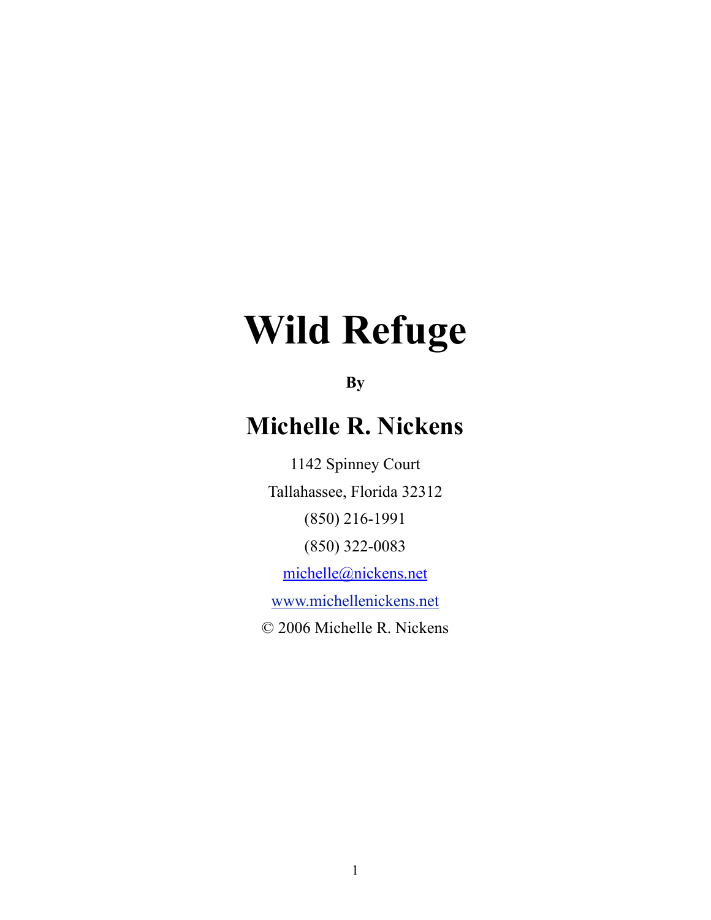# Wild Refuge

**By**

## Michelle R. Nickens

1142 Spinney Court

Tallahassee, Florida 32312

(850) 216-1991

(850) 322-0083

michelle@nickens.net

www.michellenickens.net

© 2006 Michelle R. Nickens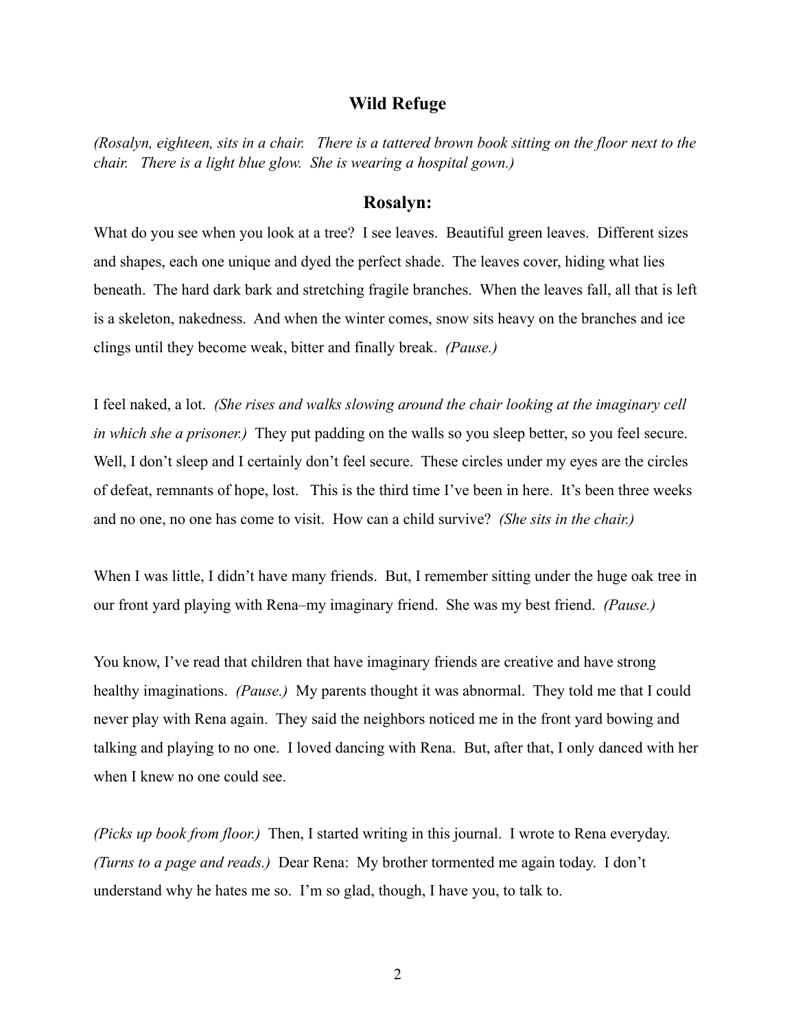## Wild Refuge

*(Rosalyn, eighteen, sits in a chair. There is a tattered brown book sitting on the floor next to the chair. There is a light blue glow. She is wearing a hospital gown.)*

### Rosalyn:

What do you see when you look at a tree? I see leaves. Beautiful green leaves. Different sizes and shapes, each one unique and dyed the perfect shade. The leaves cover, hiding what lies beneath. The hard dark bark and stretching fragile branches. When the leaves fall, all that is left is a skeleton, nakedness. And when the winter comes, snow sits heavy on the branches and ice clings until they become weak, bitter and finally break. *(Pause.)*

I feel naked, a lot. *(She rises and walks slowing around the chair looking at the imaginary cell in which she a prisoner.)* They put padding on the walls so you sleep better, so you feel secure. Well, I don't sleep and I certainly don't feel secure. These circles under my eyes are the circles of defeat, remnants of hope, lost. This is the third time I've been in here. It's been three weeks and no one, no one has come to visit. How can a child survive? *(She sits in the chair.)*

When I was little, I didn't have many friends. But, I remember sitting under the huge oak tree in our front yard playing with Rena–my imaginary friend. She was my best friend. *(Pause.)*

You know, I've read that children that have imaginary friends are creative and have strong healthy imaginations. *(Pause.)* My parents thought it was abnormal. They told me that I could never play with Rena again. They said the neighbors noticed me in the front yard bowing and talking and playing to no one. I loved dancing with Rena. But, after that, I only danced with her when I knew no one could see.

*(Picks up book from floor.)* Then, I started writing in this journal. I wrote to Rena everyday. *(Turns to a page and reads.)* Dear Rena: My brother tormented me again today. I don't understand why he hates me so. I'm so glad, though, I have you, to talk to.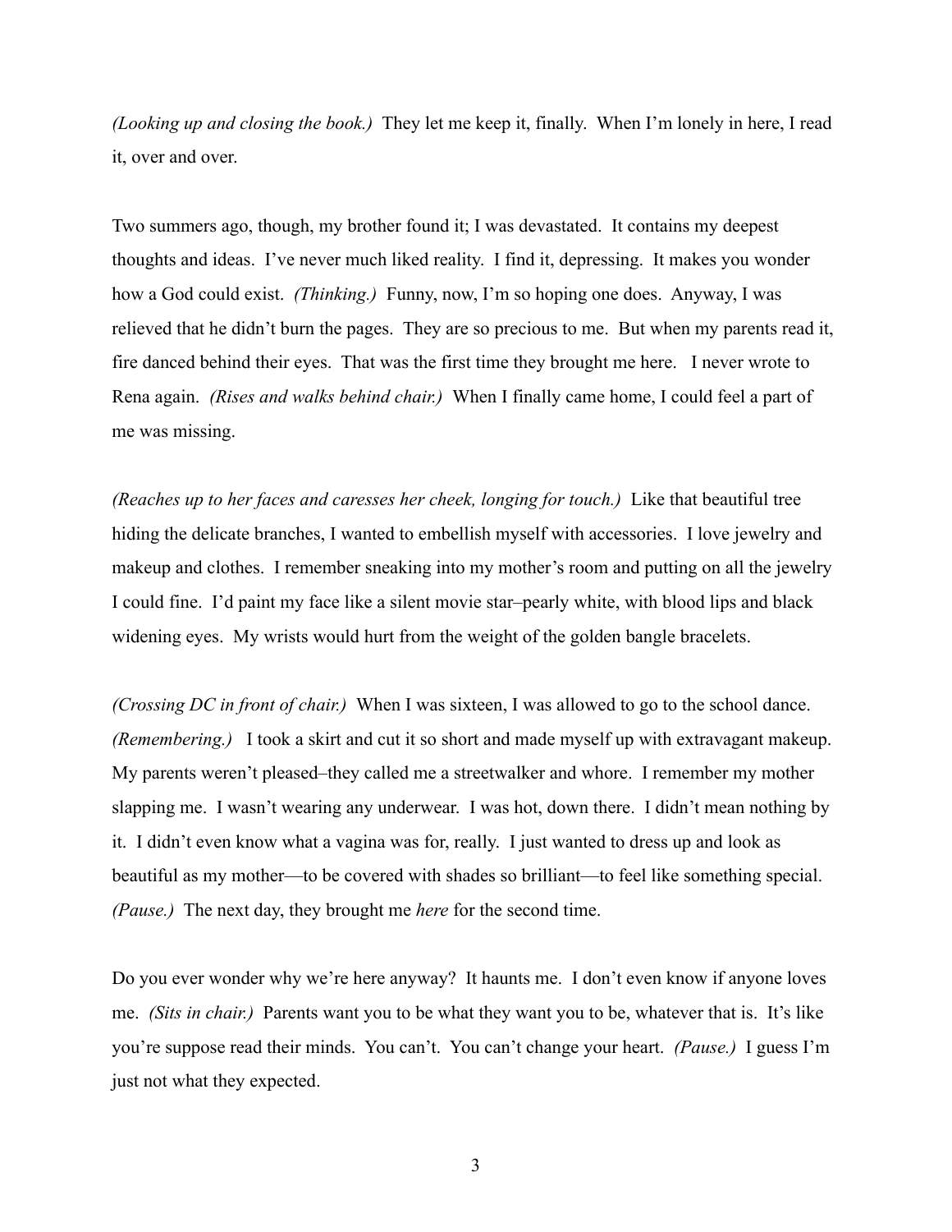*(Looking up and closing the book.)* They let me keep it, finally. When I'm lonely in here, I read it, over and over.

Two summers ago, though, my brother found it; I was devastated. It contains my deepest thoughts and ideas. I've never much liked reality. I find it, depressing. It makes you wonder how a God could exist. *(Thinking.)* Funny, now, I'm so hoping one does. Anyway, I was relieved that he didn't burn the pages. They are so precious to me. But when my parents read it, fire danced behind their eyes. That was the first time they brought me here. I never wrote to Rena again. *(Rises and walks behind chair.)* When I finally came home, I could feel a part of me was missing.

*(Reaches up to her faces and caresses her cheek, longing for touch.)* Like that beautiful tree hiding the delicate branches, I wanted to embellish myself with accessories. I love jewelry and makeup and clothes. I remember sneaking into my mother's room and putting on all the jewelry I could fine. I'd paint my face like a silent movie star–pearly white, with blood lips and black widening eyes. My wrists would hurt from the weight of the golden bangle bracelets.

*(Crossing DC in front of chair.)* When I was sixteen, I was allowed to go to the school dance. *(Remembering.)* I took a skirt and cut it so short and made myself up with extravagant makeup. My parents weren't pleased–they called me a streetwalker and whore. I remember my mother slapping me. I wasn't wearing any underwear. I was hot, down there. I didn't mean nothing by it. I didn't even know what a vagina was for, really. I just wanted to dress up and look as beautiful as my mother—to be covered with shades so brilliant—to feel like something special. *(Pause.)* The next day, they brought me *here* for the second time.

Do you ever wonder why we're here anyway? It haunts me. I don't even know if anyone loves me. *(Sits in chair.)* Parents want you to be what they want you to be, whatever that is. It's like you're suppose read their minds. You can't. You can't change your heart. *(Pause.)* I guess I'm just not what they expected.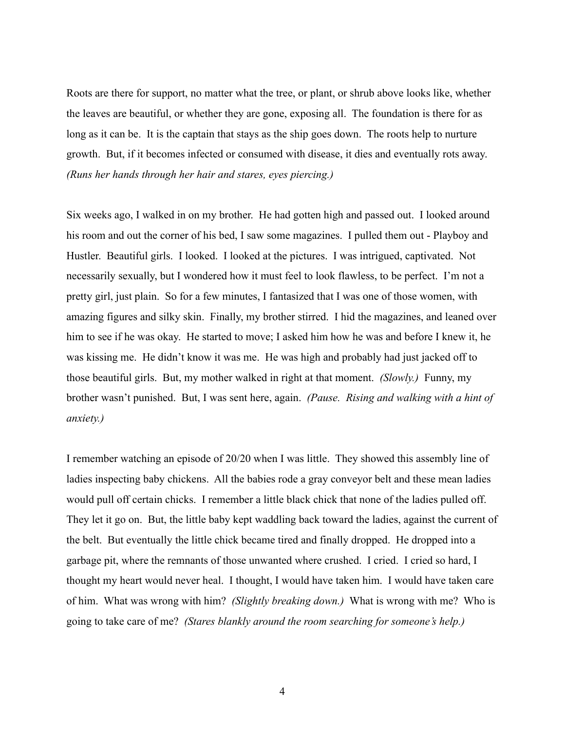Roots are there for support, no matter what the tree, or plant, or shrub above looks like, whether the leaves are beautiful, or whether they are gone, exposing all. The foundation is there for as long as it can be. It is the captain that stays as the ship goes down. The roots help to nurture growth. But, if it becomes infected or consumed with disease, it dies and eventually rots away. *(Runs her hands through her hair and stares, eyes piercing.)*

Six weeks ago, I walked in on my brother. He had gotten high and passed out. I looked around his room and out the corner of his bed, I saw some magazines. I pulled them out - Playboy and Hustler. Beautiful girls. I looked. I looked at the pictures. I was intrigued, captivated. Not necessarily sexually, but I wondered how it must feel to look flawless, to be perfect. I'm not a pretty girl, just plain. So for a few minutes, I fantasized that I was one of those women, with amazing figures and silky skin. Finally, my brother stirred. I hid the magazines, and leaned over him to see if he was okay. He started to move; I asked him how he was and before I knew it, he was kissing me. He didn't know it was me. He was high and probably had just jacked off to those beautiful girls. But, my mother walked in right at that moment. *(Slowly.)* Funny, my brother wasn't punished. But, I was sent here, again. *(Pause. Rising and walking with a hint of anxiety.)*

I remember watching an episode of 20/20 when I was little. They showed this assembly line of ladies inspecting baby chickens. All the babies rode a gray conveyor belt and these mean ladies would pull off certain chicks. I remember a little black chick that none of the ladies pulled off. They let it go on. But, the little baby kept waddling back toward the ladies, against the current of the belt. But eventually the little chick became tired and finally dropped. He dropped into a garbage pit, where the remnants of those unwanted where crushed. I cried. I cried so hard, I thought my heart would never heal. I thought, I would have taken him. I would have taken care of him. What was wrong with him? *(Slightly breaking down.)* What is wrong with me? Who is going to take care of me? *(Stares blankly around the room searching for someone's help.)*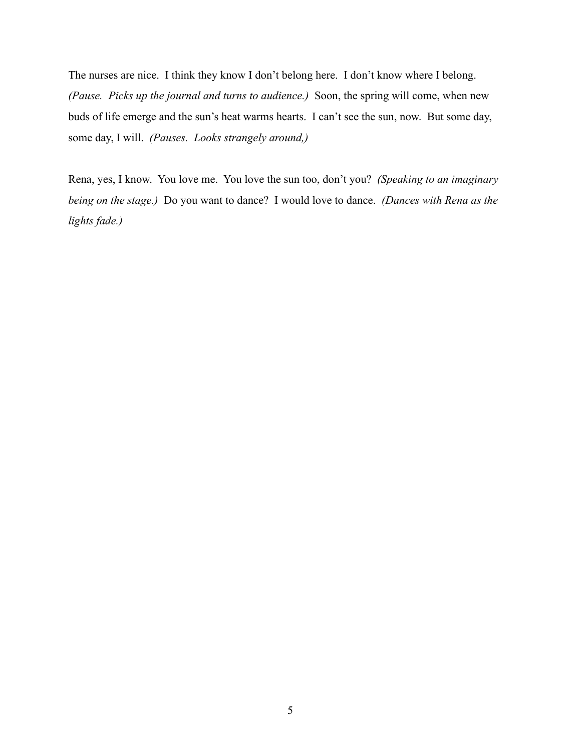The nurses are nice. I think they know I don't belong here. I don't know where I belong. *(Pause. Picks up the journal and turns to audience.)* Soon, the spring will come, when new buds of life emerge and the sun's heat warms hearts. I can't see the sun, now. But some day, some day, I will. *(Pauses. Looks strangely around,)*

Rena, yes, I know. You love me. You love the sun too, don't you? *(Speaking to an imaginary being on the stage.)* Do you want to dance? I would love to dance. *(Dances with Rena as the lights fade.)*